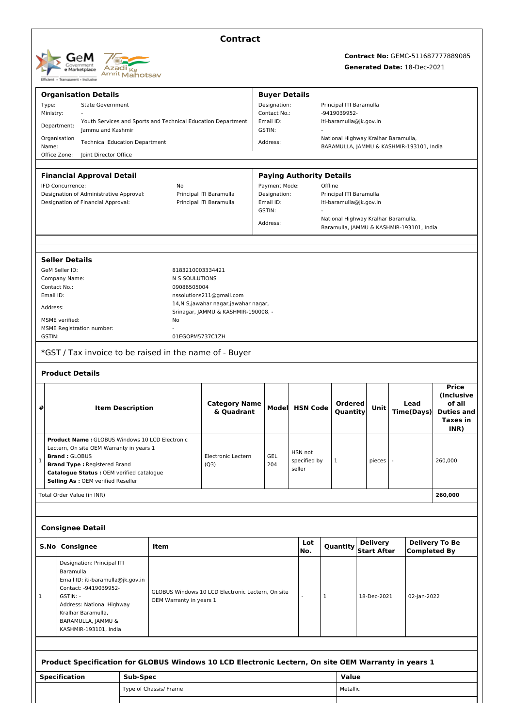# Contract

**Contract No:** GEMC-511687777889085
**Generated Date:** 18-Dec-2021

## Organisation Details

| | |
|---|---|
| Type: | State Government |
| Ministry: | - |
| Department: | Youth Services and Sports and Technical Education Department Jammu and Kashmir |
| Organisation Name: | Technical Education Department |
| Office Zone: | Joint Director Office |

## Buyer Details

| | |
|---|---|
| Designation: | Principal ITI Baramulla |
| Contact No.: | -9419039952- |
| Email ID: | iti-baramulla@jk.gov.in |
| GSTIN: | - |
| Address: | National Highway Kralhar Baramulla, BARAMULLA, JAMMU & KASHMIR-193101, India |

## Financial Approval Detail

| | |
|---|---|
| IFD Concurrence: | No |
| Designation of Administrative Approval: | Principal ITI Baramulla |
| Designation of Financial Approval: | Principal ITI Baramulla |

## Paying Authority Details

| | |
|---|---|
| Payment Mode: | Offline |
| Designation: | Principal ITI Baramulla |
| Email ID: | iti-baramulla@jk.gov.in |
| GSTIN: | - |
| Address: | National Highway Kralhar Baramulla, Baramulla, JAMMU & KASHMIR-193101, India |

## Seller Details

| | |
|---|---|
| GeM Seller ID: | 8183210003334421 |
| Company Name: | N S SOULUTIONS |
| Contact No.: | 09086505004 |
| Email ID: | nssolutions211@gmail.com |
| Address: | 14,N S,jawahar nagar,jawahar nagar, Srinagar, JAMMU & KASHMIR-190008, - |
| MSME verified: | No |
| MSME Registration number: | - |
| GSTIN: | 01EGOPM5737C1ZH |

*GST / Tax invoice to be raised in the name of - Buyer

## Product Details

| # | Item Description | Category Name & Quadrant | Model | HSN Code | Ordered Quantity | Unit | Lead Time(Days) | Price (Inclusive of all Duties and Taxes in INR) |
|---|---|---|---|---|---|---|---|---|
| 1 | **Product Name :** GLOBUS Windows 10 LCD Electronic Lectern, On site OEM Warranty in years 1<br>**Brand :** GLOBUS<br>**Brand Type :** Registered Brand<br>**Catalogue Status :** OEM verified catalogue<br>**Selling As :** OEM verified Reseller | Electronic Lectern (Q3) | GEL 204 | HSN not specified by seller | 1 | pieces | - | 260,000 |
| Total Order Value (in INR) | | | | | | | | **260,000** |

## Consignee Detail

| S.No | Consignee | Item | Lot No. | Quantity | Delivery Start After | Delivery To Be Completed By |
|---|---|---|---|---|---|---|
| 1 | Designation: Principal ITI Baramulla<br>Email ID: iti-baramulla@jk.gov.in<br>Contact: -9419039952-<br>GSTIN: -<br>Address: National Highway Kralhar Baramulla, BARAMULLA, JAMMU & KASHMIR-193101, India | GLOBUS Windows 10 LCD Electronic Lectern, On site OEM Warranty in years 1 | - | 1 | 18-Dec-2021 | 02-Jan-2022 |

## Product Specification for GLOBUS Windows 10 LCD Electronic Lectern, On site OEM Warranty in years 1

| Specification | Sub-Spec | Value |
|---|---|---|
| | Type of Chassis/ Frame | Metallic |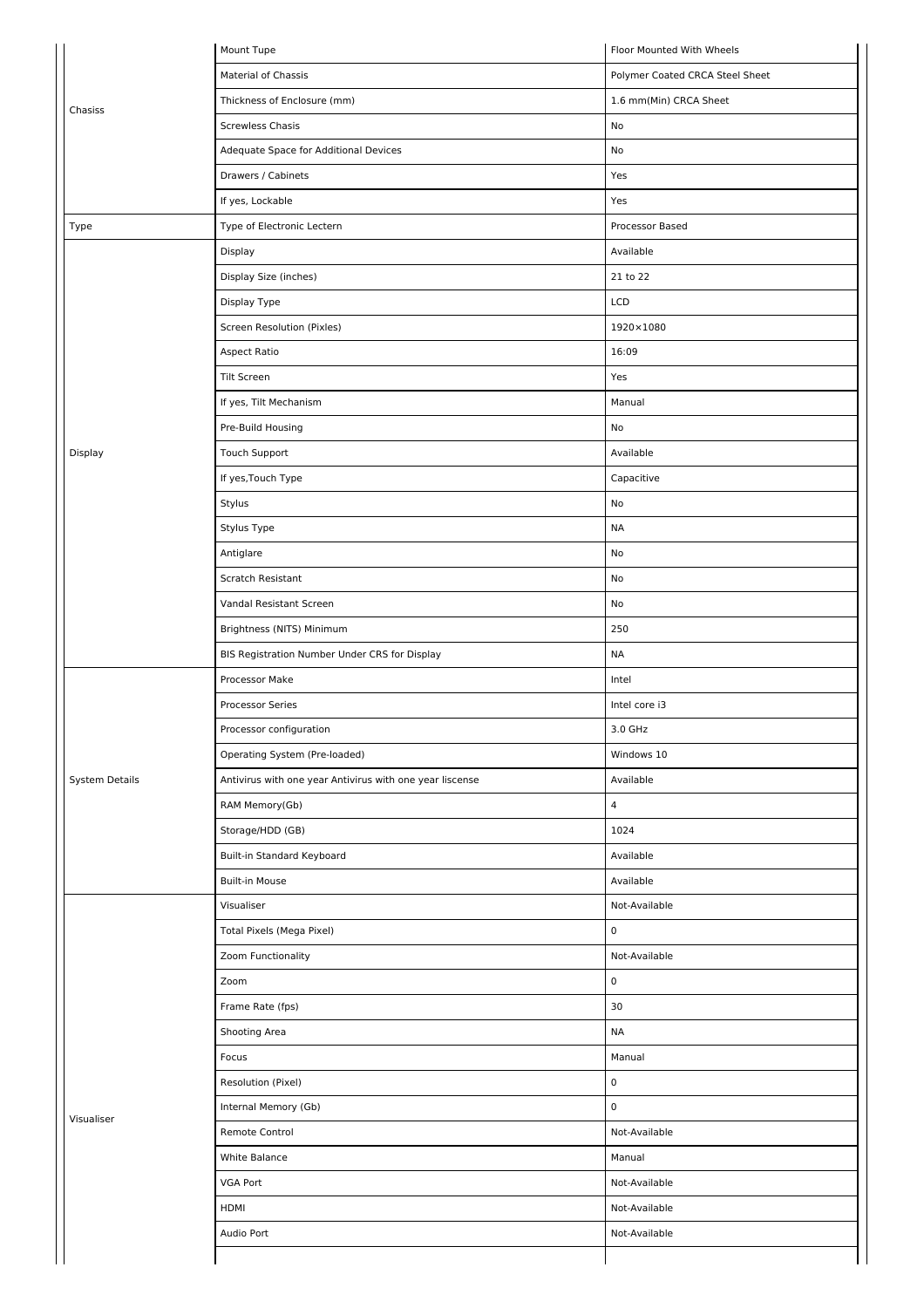| | | |
|---|---|---|
| Chasiss | Mount Tupe | Floor Mounted With Wheels |
| | Material of Chassis | Polymer Coated CRCA Steel Sheet |
| | Thickness of Enclosure (mm) | 1.6 mm(Min) CRCA Sheet |
| | Screwless Chasis | No |
| | Adequate Space for Additional Devices | No |
| | Drawers / Cabinets | Yes |
| | If yes, Lockable | Yes |
| Type | Type of Electronic Lectern | Processor Based |
| Display | Display | Available |
| | Display Size (inches) | 21 to 22 |
| | Display Type | LCD |
| | Screen Resolution (Pixles) | 1920×1080 |
| | Aspect Ratio | 16:09 |
| | Tilt Screen | Yes |
| | If yes, Tilt Mechanism | Manual |
| | Pre-Build Housing | No |
| | Touch Support | Available |
| | If yes,Touch Type | Capacitive |
| | Stylus | No |
| | Stylus Type | NA |
| | Antiglare | No |
| | Scratch Resistant | No |
| | Vandal Resistant Screen | No |
| | Brightness (NITS) Minimum | 250 |
| | BIS Registration Number Under CRS for Display | NA |
| System Details | Processor Make | Intel |
| | Processor Series | Intel core i3 |
| | Processor configuration | 3.0 GHz |
| | Operating System (Pre-loaded) | Windows 10 |
| | Antivirus with one year Antivirus with one year liscense | Available |
| | RAM Memory(Gb) | 4 |
| | Storage/HDD (GB) | 1024 |
| | Built-in Standard Keyboard | Available |
| | Built-in Mouse | Available |
| Visualiser | Visualiser | Not-Available |
| | Total Pixels (Mega Pixel) | 0 |
| | Zoom Functionality | Not-Available |
| | Zoom | 0 |
| | Frame Rate (fps) | 30 |
| | Shooting Area | NA |
| | Focus | Manual |
| | Resolution (Pixel) | 0 |
| | Internal Memory (Gb) | 0 |
| | Remote Control | Not-Available |
| | White Balance | Manual |
| | VGA Port | Not-Available |
| | HDMI | Not-Available |
| | Audio Port | Not-Available |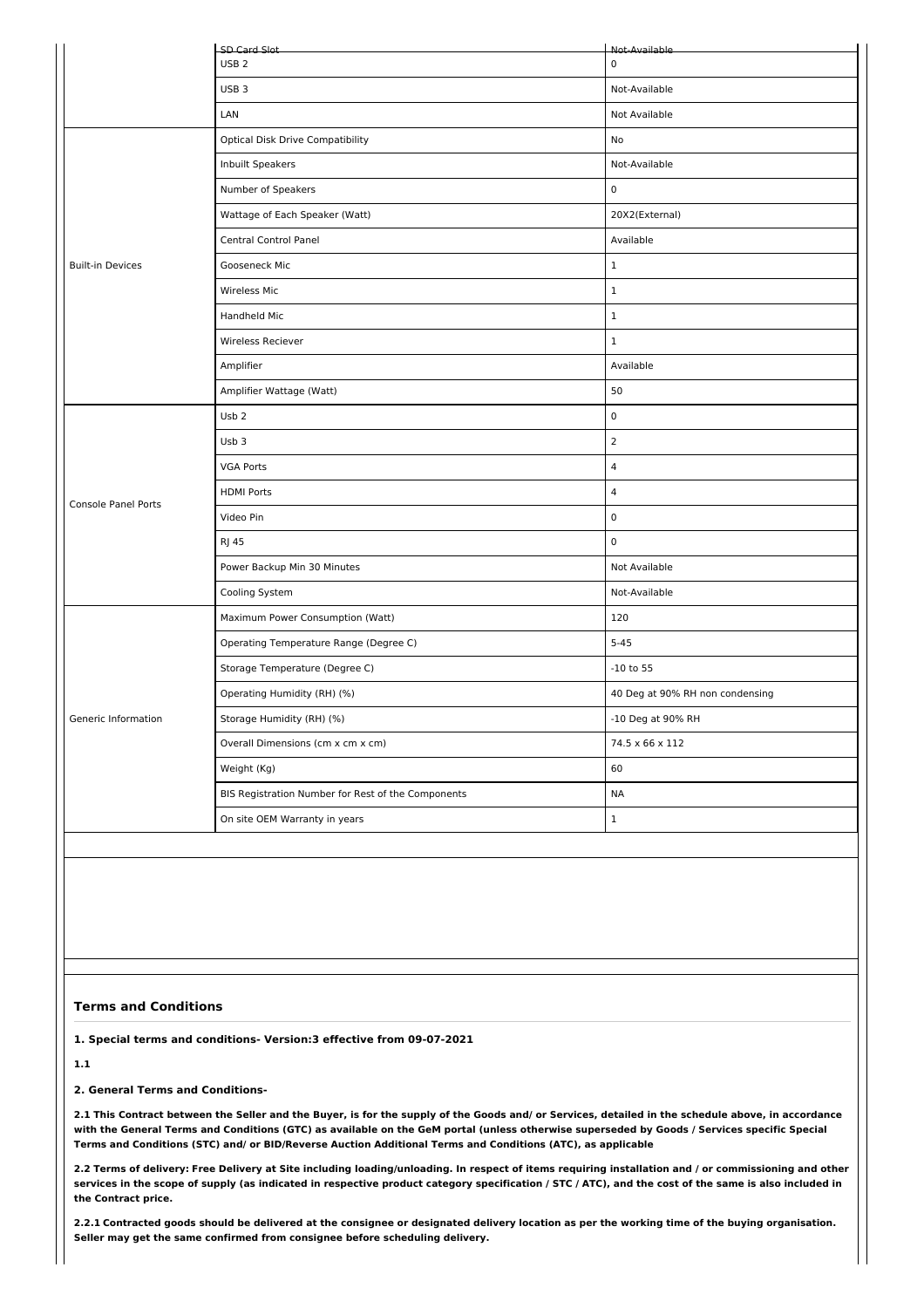| | | |
|---|---|---|
| | SD Card Slot | Not-Available |
| | USB 2 | 0 |
| | USB 3 | Not-Available |
| | LAN | Not Available |
| Built-in Devices | Optical Disk Drive Compatibility | No |
| | Inbuilt Speakers | Not-Available |
| | Number of Speakers | 0 |
| | Wattage of Each Speaker (Watt) | 20X2(External) |
| | Central Control Panel | Available |
| | Gooseneck Mic | 1 |
| | Wireless Mic | 1 |
| | Handheld Mic | 1 |
| | Wireless Reciever | 1 |
| | Amplifier | Available |
| | Amplifier Wattage (Watt) | 50 |
| Console Panel Ports | Usb 2 | 0 |
| | Usb 3 | 2 |
| | VGA Ports | 4 |
| | HDMI Ports | 4 |
| | Video Pin | 0 |
| | RJ 45 | 0 |
| | Power Backup Min 30 Minutes | Not Available |
| | Cooling System | Not-Available |
| Generic Information | Maximum Power Consumption (Watt) | 120 |
| | Operating Temperature Range (Degree C) | 5-45 |
| | Storage Temperature (Degree C) | -10 to 55 |
| | Operating Humidity (RH) (%) | 40 Deg at 90% RH non condensing |
| | Storage Humidity (RH) (%) | -10 Deg at 90% RH |
| | Overall Dimensions (cm x cm x cm) | 74.5 x 66 x 112 |
| | Weight (Kg) | 60 |
| | BIS Registration Number for Rest of the Components | NA |
| | On site OEM Warranty in years | 1 |

## Terms and Conditions

**1. Special terms and conditions- Version:3 effective from 09-07-2021**

**1.1**

**2. General Terms and Conditions-**

**2.1 This Contract between the Seller and the Buyer, is for the supply of the Goods and/ or Services, detailed in the schedule above, in accordance with the General Terms and Conditions (GTC) as available on the GeM portal (unless otherwise superseded by Goods / Services specific Special Terms and Conditions (STC) and/ or BID/Reverse Auction Additional Terms and Conditions (ATC), as applicable**

**2.2 Terms of delivery: Free Delivery at Site including loading/unloading. In respect of items requiring installation and / or commissioning and other services in the scope of supply (as indicated in respective product category specification / STC / ATC), and the cost of the same is also included in the Contract price.**

**2.2.1 Contracted goods should be delivered at the consignee or designated delivery location as per the working time of the buying organisation. Seller may get the same confirmed from consignee before scheduling delivery.**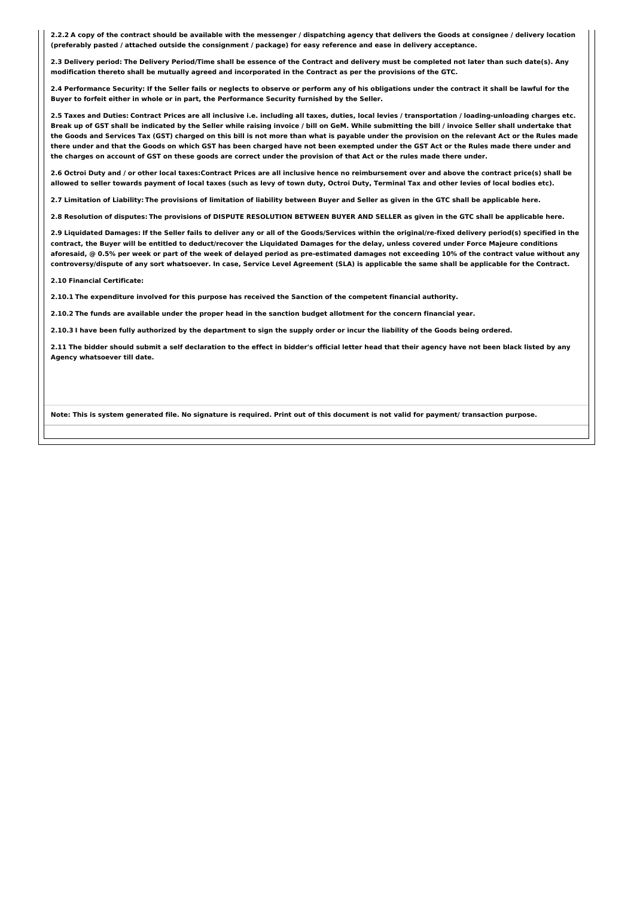**2.2.2 A copy of the contract should be available with the messenger / dispatching agency that delivers the Goods at consignee / delivery location (preferably pasted / attached outside the consignment / package) for easy reference and ease in delivery acceptance.**

**2.3 Delivery period: The Delivery Period/Time shall be essence of the Contract and delivery must be completed not later than such date(s). Any modification thereto shall be mutually agreed and incorporated in the Contract as per the provisions of the GTC.**

**2.4 Performance Security: If the Seller fails or neglects to observe or perform any of his obligations under the contract it shall be lawful for the Buyer to forfeit either in whole or in part, the Performance Security furnished by the Seller.**

**2.5 Taxes and Duties: Contract Prices are all inclusive i.e. including all taxes, duties, local levies / transportation / loading-unloading charges etc. Break up of GST shall be indicated by the Seller while raising invoice / bill on GeM. While submitting the bill / invoice Seller shall undertake that the Goods and Services Tax (GST) charged on this bill is not more than what is payable under the provision on the relevant Act or the Rules made there under and that the Goods on which GST has been charged have not been exempted under the GST Act or the Rules made there under and the charges on account of GST on these goods are correct under the provision of that Act or the rules made there under.**

**2.6 Octroi Duty and / or other local taxes:Contract Prices are all inclusive hence no reimbursement over and above the contract price(s) shall be allowed to seller towards payment of local taxes (such as levy of town duty, Octroi Duty, Terminal Tax and other levies of local bodies etc).**

**2.7 Limitation of Liability: The provisions of limitation of liability between Buyer and Seller as given in the GTC shall be applicable here.**

**2.8 Resolution of disputes: The provisions of DISPUTE RESOLUTION BETWEEN BUYER AND SELLER as given in the GTC shall be applicable here.**

**2.9 Liquidated Damages: If the Seller fails to deliver any or all of the Goods/Services within the original/re-fixed delivery period(s) specified in the contract, the Buyer will be entitled to deduct/recover the Liquidated Damages for the delay, unless covered under Force Majeure conditions aforesaid, @ 0.5% per week or part of the week of delayed period as pre-estimated damages not exceeding 10% of the contract value without any controversy/dispute of any sort whatsoever. In case, Service Level Agreement (SLA) is applicable the same shall be applicable for the Contract.**

**2.10 Financial Certificate:**

**2.10.1 The expenditure involved for this purpose has received the Sanction of the competent financial authority.**

**2.10.2 The funds are available under the proper head in the sanction budget allotment for the concern financial year.**

**2.10.3 I have been fully authorized by the department to sign the supply order or incur the liability of the Goods being ordered.**

**2.11 The bidder should submit a self declaration to the effect in bidder's official letter head that their agency have not been black listed by any Agency whatsoever till date.**

**Note: This is system generated file. No signature is required. Print out of this document is not valid for payment/ transaction purpose.**